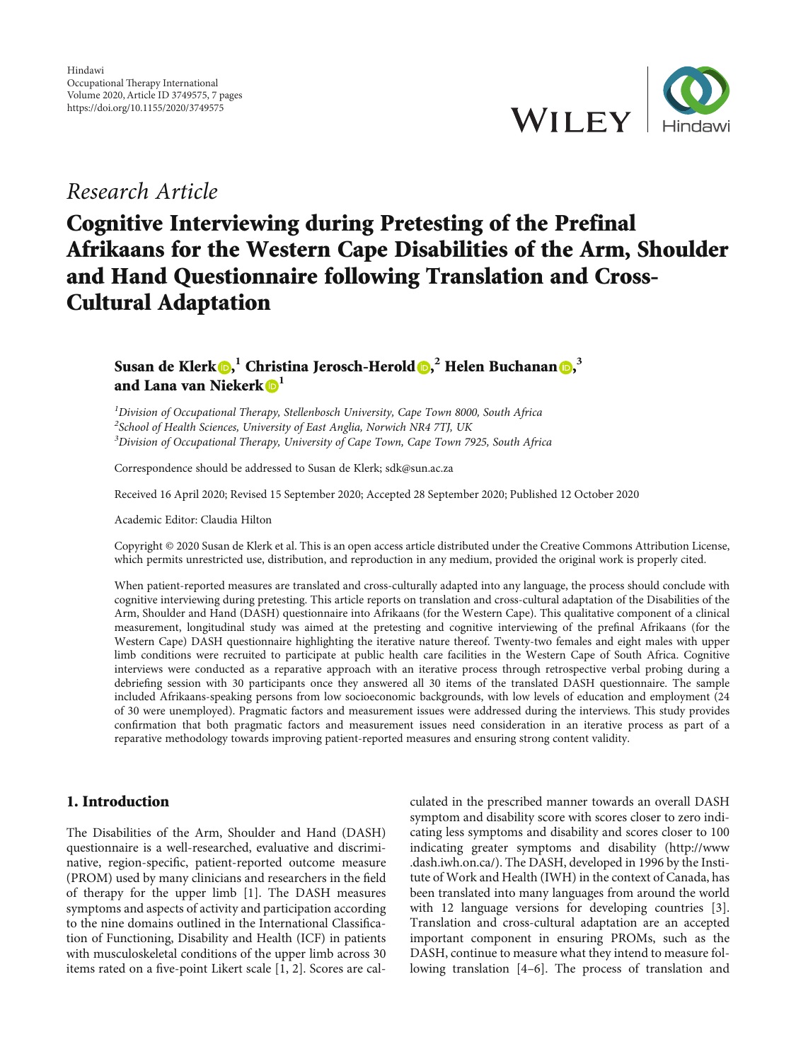Hindawi
Occupational Therapy International
Volume 2020, Article ID 3749575, 7 pages
https://doi.org/10.1155/2020/3749575

*Research Article*

# Cognitive Interviewing during Pretesting of the Prefinal Afrikaans for the Western Cape Disabilities of the Arm, Shoulder and Hand Questionnaire following Translation and Cross-Cultural Adaptation

**Susan de Klerk,[1] Christina Jerosch-Herold,[2] Helen Buchanan,[3] and Lana van Niekerk[1]**

[1]*Division of Occupational Therapy, Stellenbosch University, Cape Town 8000, South Africa*
[2]*School of Health Sciences, University of East Anglia, Norwich NR4 7TJ, UK*
[3]*Division of Occupational Therapy, University of Cape Town, Cape Town 7925, South Africa*

Correspondence should be addressed to Susan de Klerk; sdk@sun.ac.za

Received 16 April 2020; Revised 15 September 2020; Accepted 28 September 2020; Published 12 October 2020

Academic Editor: Claudia Hilton

Copyright © 2020 Susan de Klerk et al. This is an open access article distributed under the Creative Commons Attribution License, which permits unrestricted use, distribution, and reproduction in any medium, provided the original work is properly cited.

When patient-reported measures are translated and cross-culturally adapted into any language, the process should conclude with cognitive interviewing during pretesting. This article reports on translation and cross-cultural adaptation of the Disabilities of the Arm, Shoulder and Hand (DASH) questionnaire into Afrikaans (for the Western Cape). This qualitative component of a clinical measurement, longitudinal study was aimed at the pretesting and cognitive interviewing of the prefinal Afrikaans (for the Western Cape) DASH questionnaire highlighting the iterative nature thereof. Twenty-two females and eight males with upper limb conditions were recruited to participate at public health care facilities in the Western Cape of South Africa. Cognitive interviews were conducted as a reparative approach with an iterative process through retrospective verbal probing during a debriefing session with 30 participants once they answered all 30 items of the translated DASH questionnaire. The sample included Afrikaans-speaking persons from low socioeconomic backgrounds, with low levels of education and employment (24 of 30 were unemployed). Pragmatic factors and measurement issues were addressed during the interviews. This study provides confirmation that both pragmatic factors and measurement issues need consideration in an iterative process as part of a reparative methodology towards improving patient-reported measures and ensuring strong content validity.

## 1. Introduction

The Disabilities of the Arm, Shoulder and Hand (DASH) questionnaire is a well-researched, evaluative and discriminative, region-specific, patient-reported outcome measure (PROM) used by many clinicians and researchers in the field of therapy for the upper limb [1]. The DASH measures symptoms and aspects of activity and participation according to the nine domains outlined in the International Classification of Functioning, Disability and Health (ICF) in patients with musculoskeletal conditions of the upper limb across 30 items rated on a five-point Likert scale [1, 2]. Scores are calculated in the prescribed manner towards an overall DASH symptom and disability score with scores closer to zero indicating less symptoms and disability and scores closer to 100 indicating greater symptoms and disability (http://www.dash.iwh.on.ca/). The DASH, developed in 1996 by the Institute of Work and Health (IWH) in the context of Canada, has been translated into many languages from around the world with 12 language versions for developing countries [3]. Translation and cross-cultural adaptation are an accepted important component in ensuring PROMs, such as the DASH, continue to measure what they intend to measure following translation [4–6]. The process of translation and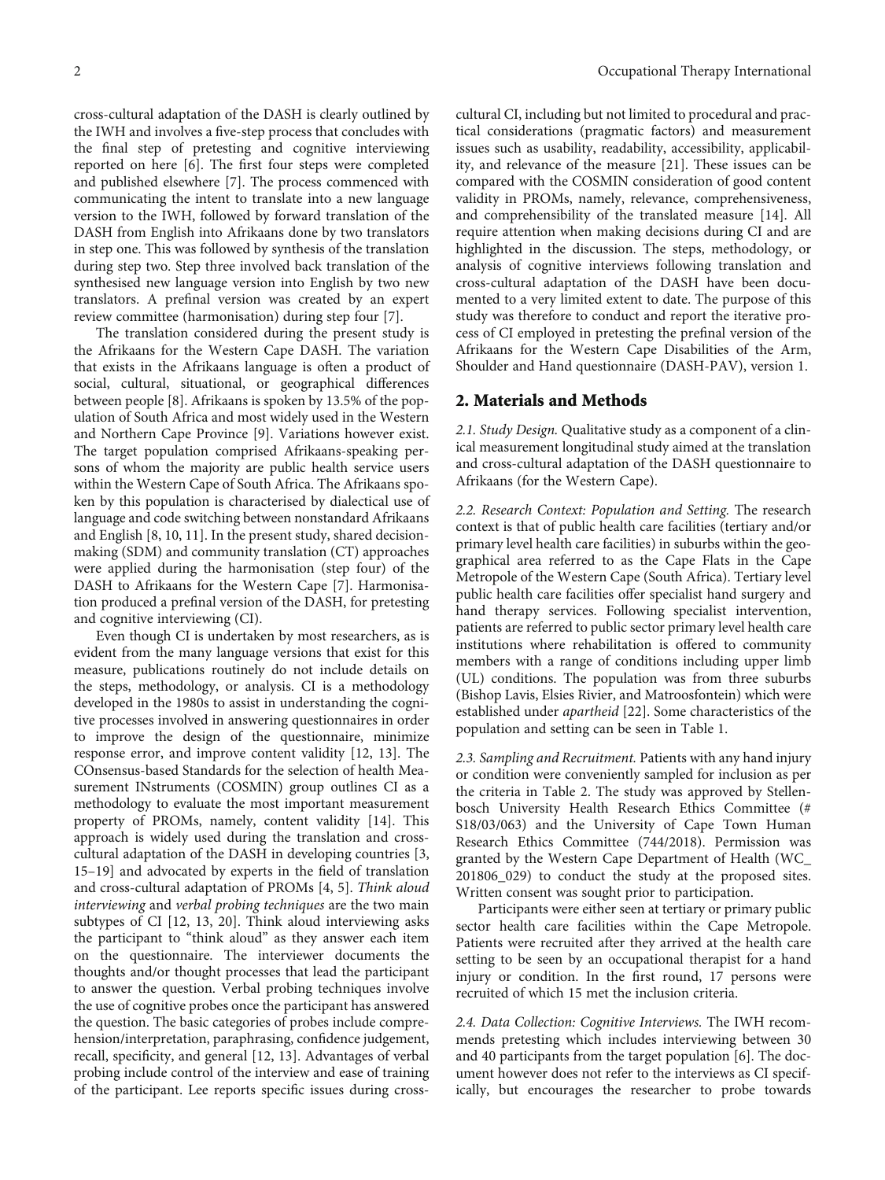cross-cultural adaptation of the DASH is clearly outlined by the IWH and involves a five-step process that concludes with the final step of pretesting and cognitive interviewing reported on here [6]. The first four steps were completed and published elsewhere [7]. The process commenced with communicating the intent to translate into a new language version to the IWH, followed by forward translation of the DASH from English into Afrikaans done by two translators in step one. This was followed by synthesis of the translation during step two. Step three involved back translation of the synthesised new language version into English by two new translators. A prefinal version was created by an expert review committee (harmonisation) during step four [7].

The translation considered during the present study is the Afrikaans for the Western Cape DASH. The variation that exists in the Afrikaans language is often a product of social, cultural, situational, or geographical differences between people [8]. Afrikaans is spoken by 13.5% of the population of South Africa and most widely used in the Western and Northern Cape Province [9]. Variations however exist. The target population comprised Afrikaans-speaking persons of whom the majority are public health service users within the Western Cape of South Africa. The Afrikaans spoken by this population is characterised by dialectical use of language and code switching between nonstandard Afrikaans and English [8, 10, 11]. In the present study, shared decision-making (SDM) and community translation (CT) approaches were applied during the harmonisation (step four) of the DASH to Afrikaans for the Western Cape [7]. Harmonisation produced a prefinal version of the DASH, for pretesting and cognitive interviewing (CI).

Even though CI is undertaken by most researchers, as is evident from the many language versions that exist for this measure, publications routinely do not include details on the steps, methodology, or analysis. CI is a methodology developed in the 1980s to assist in understanding the cognitive processes involved in answering questionnaires in order to improve the design of the questionnaire, minimize response error, and improve content validity [12, 13]. The COnsensus-based Standards for the selection of health Measurement INstruments (COSMIN) group outlines CI as a methodology to evaluate the most important measurement property of PROMs, namely, content validity [14]. This approach is widely used during the translation and cross-cultural adaptation of the DASH in developing countries [3, 15–19] and advocated by experts in the field of translation and cross-cultural adaptation of PROMs [4, 5]. *Think aloud interviewing* and *verbal probing techniques* are the two main subtypes of CI [12, 13, 20]. Think aloud interviewing asks the participant to "think aloud" as they answer each item on the questionnaire. The interviewer documents the thoughts and/or thought processes that lead the participant to answer the question. Verbal probing techniques involve the use of cognitive probes once the participant has answered the question. The basic categories of probes include comprehension/interpretation, paraphrasing, confidence judgement, recall, specificity, and general [12, 13]. Advantages of verbal probing include control of the interview and ease of training of the participant. Lee reports specific issues during cross-cultural CI, including but not limited to procedural and practical considerations (pragmatic factors) and measurement issues such as usability, readability, accessibility, applicability, and relevance of the measure [21]. These issues can be compared with the COSMIN consideration of good content validity in PROMs, namely, relevance, comprehensiveness, and comprehensibility of the translated measure [14]. All require attention when making decisions during CI and are highlighted in the discussion. The steps, methodology, or analysis of cognitive interviews following translation and cross-cultural adaptation of the DASH have been documented to a very limited extent to date. The purpose of this study was therefore to conduct and report the iterative process of CI employed in pretesting the prefinal version of the Afrikaans for the Western Cape Disabilities of the Arm, Shoulder and Hand questionnaire (DASH-PAV), version 1.

## 2. Materials and Methods

*2.1. Study Design.* Qualitative study as a component of a clinical measurement longitudinal study aimed at the translation and cross-cultural adaptation of the DASH questionnaire to Afrikaans (for the Western Cape).

*2.2. Research Context: Population and Setting.* The research context is that of public health care facilities (tertiary and/or primary level health care facilities) in suburbs within the geographical area referred to as the Cape Flats in the Cape Metropole of the Western Cape (South Africa). Tertiary level public health care facilities offer specialist hand surgery and hand therapy services. Following specialist intervention, patients are referred to public sector primary level health care institutions where rehabilitation is offered to community members with a range of conditions including upper limb (UL) conditions. The population was from three suburbs (Bishop Lavis, Elsies Rivier, and Matroosfontein) which were established under *apartheid* [22]. Some characteristics of the population and setting can be seen in Table 1.

*2.3. Sampling and Recruitment.* Patients with any hand injury or condition were conveniently sampled for inclusion as per the criteria in Table 2. The study was approved by Stellenbosch University Health Research Ethics Committee (# S18/03/063) and the University of Cape Town Human Research Ethics Committee (744/2018). Permission was granted by the Western Cape Department of Health (WC_201806_029) to conduct the study at the proposed sites. Written consent was sought prior to participation.

Participants were either seen at tertiary or primary public sector health care facilities within the Cape Metropole. Patients were recruited after they arrived at the health care setting to be seen by an occupational therapist for a hand injury or condition. In the first round, 17 persons were recruited of which 15 met the inclusion criteria.

*2.4. Data Collection: Cognitive Interviews.* The IWH recommends pretesting which includes interviewing between 30 and 40 participants from the target population [6]. The document however does not refer to the interviews as CI specifically, but encourages the researcher to probe towards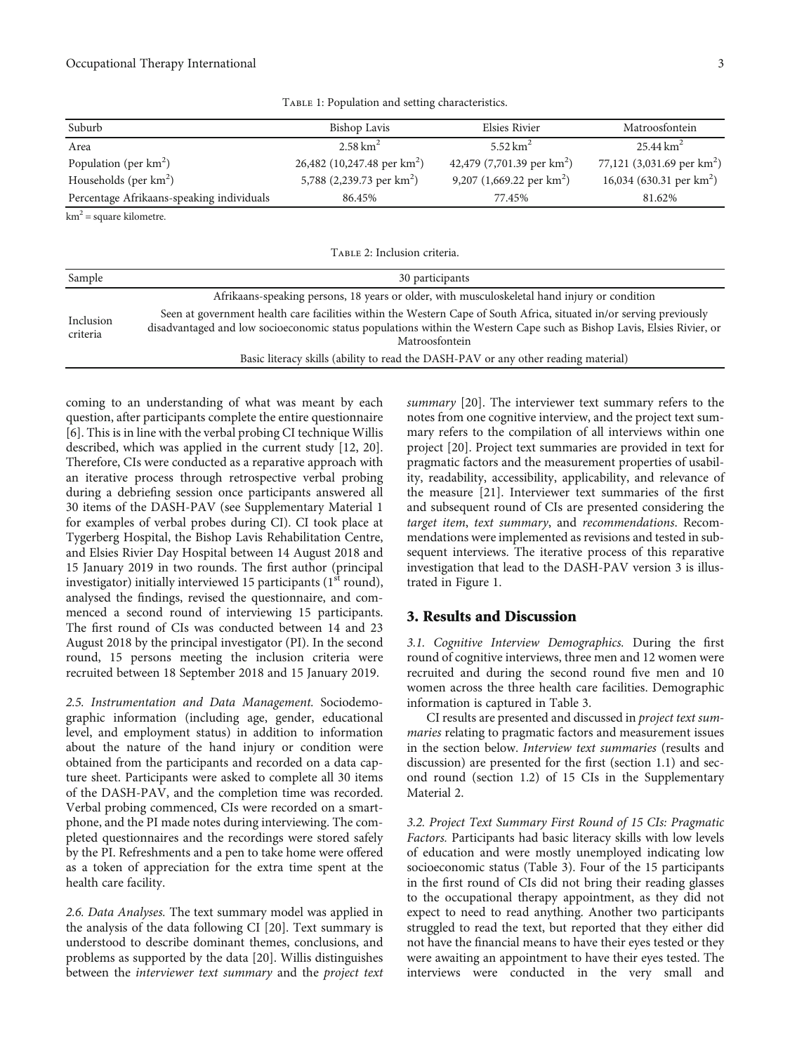Table 1: Population and setting characteristics.

| Suburb | Bishop Lavis | Elsies Rivier | Matroosfontein |
|---|---|---|---|
| Area | 2.58 $km^2$ | 5.52 $km^2$ | 25.44 $km^2$ |
| Population (per $km^2$) | 26,482 (10,247.48 per $km^2$) | 42,479 (7,701.39 per $km^2$) | 77,121 (3,031.69 per $km^2$) |
| Households (per $km^2$) | 5,788 (2,239.73 per $km^2$) | 9,207 (1,669.22 per $km^2$) | 16,034 (630.31 per $km^2$) |
| Percentage Afrikaans-speaking individuals | 86.45% | 77.45% | 81.62% |

$km^2$ = square kilometre.

Table 2: Inclusion criteria.

| Sample | 30 participants |
|---|---|
| Inclusion criteria | Afrikaans-speaking persons, 18 years or older, with musculoskeletal hand injury or condition |
| | Seen at government health care facilities within the Western Cape of South Africa, situated in/or serving previously disadvantaged and low socioeconomic status populations within the Western Cape such as Bishop Lavis, Elsies Rivier, or Matroosfontein |
| | Basic literacy skills (ability to read the DASH-PAV or any other reading material) |

coming to an understanding of what was meant by each question, after participants complete the entire questionnaire [6]. This is in line with the verbal probing CI technique Willis described, which was applied in the current study [12, 20]. Therefore, CIs were conducted as a reparative approach with an iterative process through retrospective verbal probing during a debriefing session once participants answered all 30 items of the DASH-PAV (see Supplementary Material 1 for examples of verbal probes during CI). CI took place at Tygerberg Hospital, the Bishop Lavis Rehabilitation Centre, and Elsies Rivier Day Hospital between 14 August 2018 and 15 January 2019 in two rounds. The first author (principal investigator) initially interviewed 15 participants (1st round), analysed the findings, revised the questionnaire, and commenced a second round of interviewing 15 participants. The first round of CIs was conducted between 14 and 23 August 2018 by the principal investigator (PI). In the second round, 15 persons meeting the inclusion criteria were recruited between 18 September 2018 and 15 January 2019.

*2.5. Instrumentation and Data Management.* Sociodemographic information (including age, gender, educational level, and employment status) in addition to information about the nature of the hand injury or condition were obtained from the participants and recorded on a data capture sheet. Participants were asked to complete all 30 items of the DASH-PAV, and the completion time was recorded. Verbal probing commenced, CIs were recorded on a smartphone, and the PI made notes during interviewing. The completed questionnaires and the recordings were stored safely by the PI. Refreshments and a pen to take home were offered as a token of appreciation for the extra time spent at the health care facility.

*2.6. Data Analyses.* The text summary model was applied in the analysis of the data following CI [20]. Text summary is understood to describe dominant themes, conclusions, and problems as supported by the data [20]. Willis distinguishes between the *interviewer text summary* and the *project text summary* [20]. The interviewer text summary refers to the notes from one cognitive interview, and the project text summary refers to the compilation of all interviews within one project [20]. Project text summaries are provided in text for pragmatic factors and the measurement properties of usability, readability, accessibility, applicability, and relevance of the measure [21]. Interviewer text summaries of the first and subsequent round of CIs are presented considering the *target item*, *text summary*, and *recommendations*. Recommendations were implemented as revisions and tested in subsequent interviews. The iterative process of this reparative investigation that lead to the DASH-PAV version 3 is illustrated in Figure 1.

## 3. Results and Discussion

*3.1. Cognitive Interview Demographics.* During the first round of cognitive interviews, three men and 12 women were recruited and during the second round five men and 10 women across the three health care facilities. Demographic information is captured in Table 3.

CI results are presented and discussed in *project text summaries* relating to pragmatic factors and measurement issues in the section below. *Interview text summaries* (results and discussion) are presented for the first (section 1.1) and second round (section 1.2) of 15 CIs in the Supplementary Material 2.

*3.2. Project Text Summary First Round of 15 CIs: Pragmatic Factors.* Participants had basic literacy skills with low levels of education and were mostly unemployed indicating low socioeconomic status (Table 3). Four of the 15 participants in the first round of CIs did not bring their reading glasses to the occupational therapy appointment, as they did not expect to need to read anything. Another two participants struggled to read the text, but reported that they either did not have the financial means to have their eyes tested or they were awaiting an appointment to have their eyes tested. The interviews were conducted in the very small and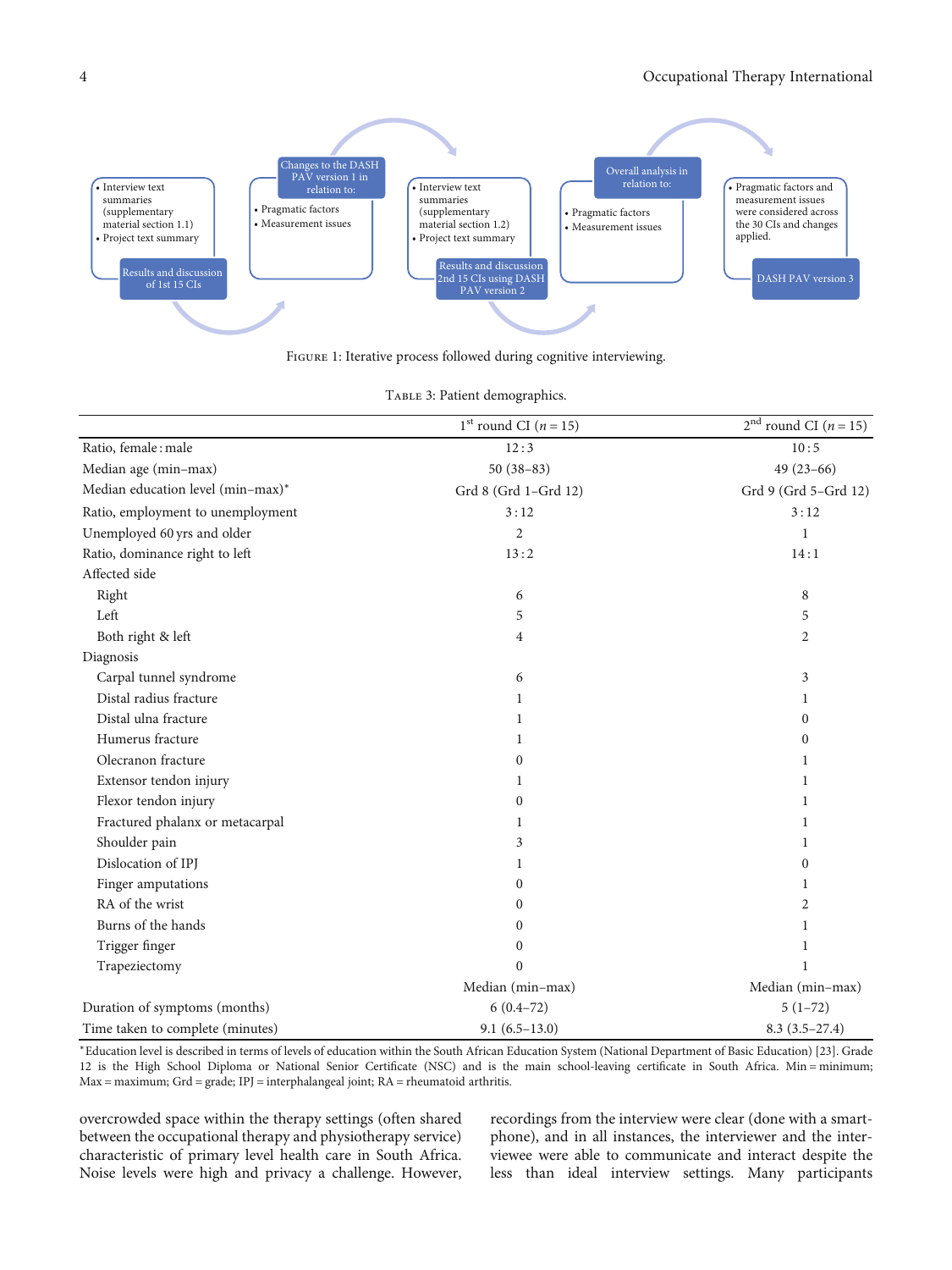- Interview text summaries (supplementary material section 1.1)
- Project text summary

Results and discussion of 1st 15 CIs

Changes to the DASH PAV version 1 in relation to:

- Pragmatic factors
- Measurement issues

- Interview text summaries (supplementary material section 1.2)
- Project text summary

Results and discussion 2nd 15 CIs using DASH PAV version 2

Overall analysis in relation to:

- Pragmatic factors
- Measurement issues

- Pragmatic factors and measurement issues were considered across the 30 CIs and changes applied.

DASH PAV version 3

Figure 1: Iterative process followed during cognitive interviewing.

Table 3: Patient demographics.

| | 1st round CI ($n = 15$) | 2nd round CI ($n = 15$) |
|---|---|---|
| Ratio, female : male | 12 : 3 | 10 : 5 |
| Median age (min–max) | 50 (38–83) | 49 (23–66) |
| Median education level (min–max)* | Grd 8 (Grd 1–Grd 12) | Grd 9 (Grd 5–Grd 12) |
| Ratio, employment to unemployment | 3 : 12 | 3 : 12 |
| Unemployed 60 yrs and older | 2 | 1 |
| Ratio, dominance right to left | 13 : 2 | 14 : 1 |
| Affected side | | |
| Right | 6 | 8 |
| Left | 5 | 5 |
| Both right & left | 4 | 2 |
| Diagnosis | | |
| Carpal tunnel syndrome | 6 | 3 |
| Distal radius fracture | 1 | 1 |
| Distal ulna fracture | 1 | 0 |
| Humerus fracture | 1 | 0 |
| Olecranon fracture | 0 | 1 |
| Extensor tendon injury | 1 | 1 |
| Flexor tendon injury | 0 | 1 |
| Fractured phalanx or metacarpal | 1 | 1 |
| Shoulder pain | 3 | 1 |
| Dislocation of IPJ | 1 | 0 |
| Finger amputations | 0 | 1 |
| RA of the wrist | 0 | 2 |
| Burns of the hands | 0 | 1 |
| Trigger finger | 0 | 1 |
| Trapeziectomy | 0 | 1 |
| | Median (min–max) | Median (min–max) |
| Duration of symptoms (months) | 6 (0.4–72) | 5 (1–72) |
| Time taken to complete (minutes) | 9.1 (6.5–13.0) | 8.3 (3.5–27.4) |

*Education level is described in terms of levels of education within the South African Education System (National Department of Basic Education) [23]. Grade 12 is the High School Diploma or National Senior Certificate (NSC) and is the main school-leaving certificate in South Africa. Min = minimum; Max = maximum; Grd = grade; IPJ = interphalangeal joint; RA = rheumatoid arthritis.

overcrowded space within the therapy settings (often shared between the occupational therapy and physiotherapy service) characteristic of primary level health care in South Africa. Noise levels were high and privacy a challenge. However, recordings from the interview were clear (done with a smartphone), and in all instances, the interviewer and the interviewee were able to communicate and interact despite the less than ideal interview settings. Many participants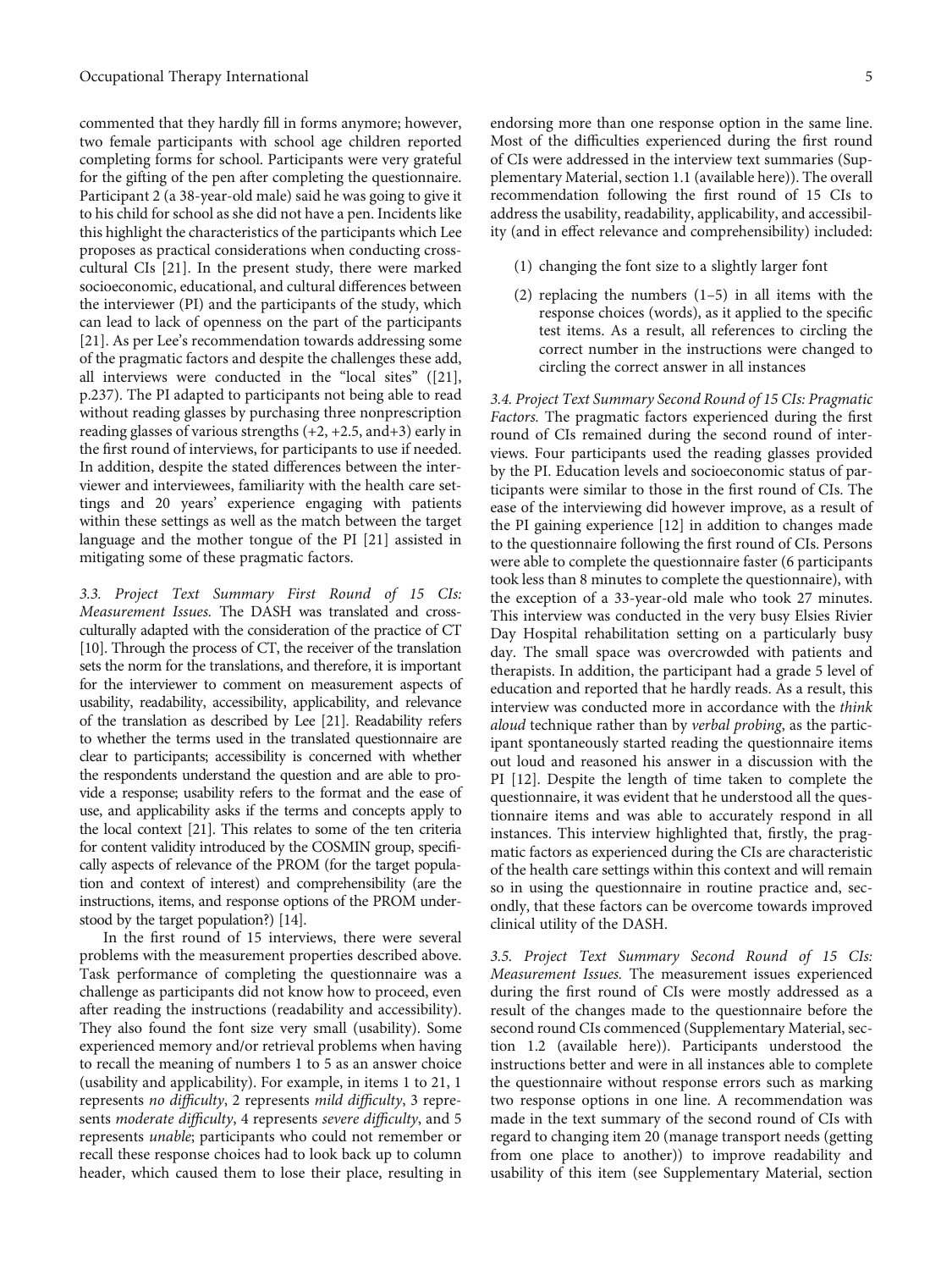commented that they hardly fill in forms anymore; however, two female participants with school age children reported completing forms for school. Participants were very grateful for the gifting of the pen after completing the questionnaire. Participant 2 (a 38-year-old male) said he was going to give it to his child for school as she did not have a pen. Incidents like this highlight the characteristics of the participants which Lee proposes as practical considerations when conducting cross-cultural CIs [21]. In the present study, there were marked socioeconomic, educational, and cultural differences between the interviewer (PI) and the participants of the study, which can lead to lack of openness on the part of the participants [21]. As per Lee's recommendation towards addressing some of the pragmatic factors and despite the challenges these add, all interviews were conducted in the "local sites" ([21], p.237). The PI adapted to participants not being able to read without reading glasses by purchasing three nonprescription reading glasses of various strengths (+2, +2.5, and+3) early in the first round of interviews, for participants to use if needed. In addition, despite the stated differences between the interviewer and interviewees, familiarity with the health care settings and 20 years' experience engaging with patients within these settings as well as the match between the target language and the mother tongue of the PI [21] assisted in mitigating some of these pragmatic factors.

### 3.3. Project Text Summary First Round of 15 CIs: Measurement Issues.

The DASH was translated and cross-culturally adapted with the consideration of the practice of CT [10]. Through the process of CT, the receiver of the translation sets the norm for the translations, and therefore, it is important for the interviewer to comment on measurement aspects of usability, readability, accessibility, applicability, and relevance of the translation as described by Lee [21]. Readability refers to whether the terms used in the translated questionnaire are clear to participants; accessibility is concerned with whether the respondents understand the question and are able to provide a response; usability refers to the format and the ease of use, and applicability asks if the terms and concepts apply to the local context [21]. This relates to some of the ten criteria for content validity introduced by the COSMIN group, specifically aspects of relevance of the PROM (for the target population and context of interest) and comprehensibility (are the instructions, items, and response options of the PROM understood by the target population?) [14].

In the first round of 15 interviews, there were several problems with the measurement properties described above. Task performance of completing the questionnaire was a challenge as participants did not know how to proceed, even after reading the instructions (readability and accessibility). They also found the font size very small (usability). Some experienced memory and/or retrieval problems when having to recall the meaning of numbers 1 to 5 as an answer choice (usability and applicability). For example, in items 1 to 21, 1 represents *no difficulty*, 2 represents *mild difficulty*, 3 represents *moderate difficulty*, 4 represents *severe difficulty*, and 5 represents *unable*; participants who could not remember or recall these response choices had to look back up to column header, which caused them to lose their place, resulting in endorsing more than one response option in the same line. Most of the difficulties experienced during the first round of CIs were addressed in the interview text summaries (Supplementary Material, section 1.1 (available here)). The overall recommendation following the first round of 15 CIs to address the usability, readability, applicability, and accessibility (and in effect relevance and comprehensibility) included:

(1) changing the font size to a slightly larger font

(2) replacing the numbers (1–5) in all items with the response choices (words), as it applied to the specific test items. As a result, all references to circling the correct number in the instructions were changed to circling the correct answer in all instances

### 3.4. Project Text Summary Second Round of 15 CIs: Pragmatic Factors.

The pragmatic factors experienced during the first round of CIs remained during the second round of interviews. Four participants used the reading glasses provided by the PI. Education levels and socioeconomic status of participants were similar to those in the first round of CIs. The ease of the interviewing did however improve, as a result of the PI gaining experience [12] in addition to changes made to the questionnaire following the first round of CIs. Persons were able to complete the questionnaire faster (6 participants took less than 8 minutes to complete the questionnaire), with the exception of a 33-year-old male who took 27 minutes. This interview was conducted in the very busy Elsies River Day Hospital rehabilitation setting on a particularly busy day. The small space was overcrowded with patients and therapists. In addition, the participant had a grade 5 level of education and reported that he hardly reads. As a result, this interview was conducted more in accordance with the *think aloud* technique rather than by *verbal probing*, as the participant spontaneously started reading the questionnaire items out loud and reasoned his answer in a discussion with the PI [12]. Despite the length of time taken to complete the questionnaire, it was evident that he understood all the questionnaire items and was able to accurately respond in all instances. This interview highlighted that, firstly, the pragmatic factors as experienced during the CIs are characteristic of the health care settings within this context and will remain so in using the questionnaire in routine practice and, secondly, that these factors can be overcome towards improved clinical utility of the DASH.

### 3.5. Project Text Summary Second Round of 15 CIs: Measurement Issues.

The measurement issues experienced during the first round of CIs were mostly addressed as a result of the changes made to the questionnaire before the second round CIs commenced (Supplementary Material, section 1.2 (available here)). Participants understood the instructions better and were in all instances able to complete the questionnaire without response errors such as marking two response options in one line. A recommendation was made in the text summary of the second round of CIs with regard to changing item 20 (manage transport needs (getting from one place to another)) to improve readability and usability of this item (see Supplementary Material, section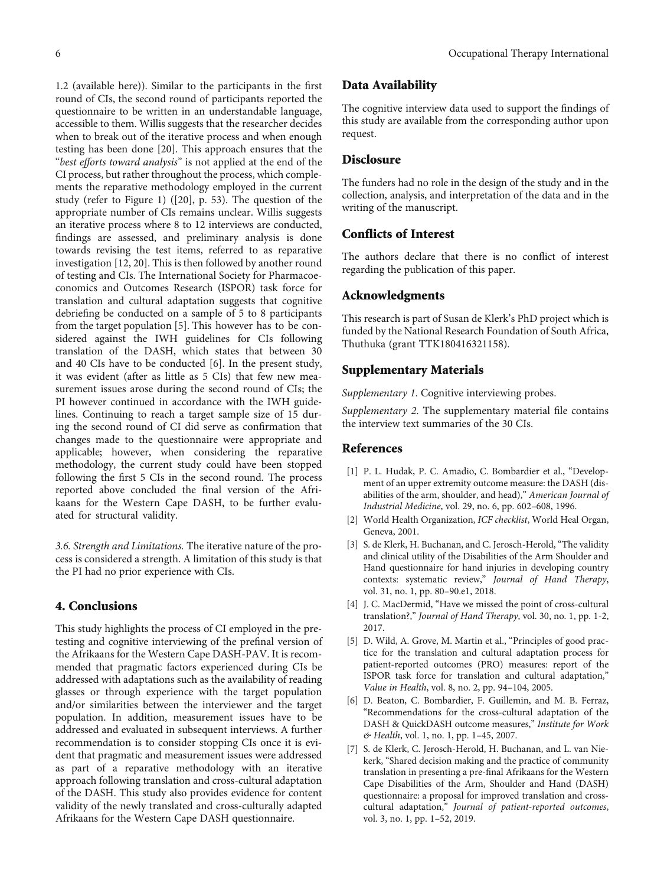1.2 (available here)). Similar to the participants in the first round of CIs, the second round of participants reported the questionnaire to be written in an understandable language, accessible to them. Willis suggests that the researcher decides when to break out of the iterative process and when enough testing has been done [20]. This approach ensures that the "*best efforts toward analysis*" is not applied at the end of the CI process, but rather throughout the process, which complements the reparative methodology employed in the current study (refer to Figure 1) ([20], p. 53). The question of the appropriate number of CIs remains unclear. Willis suggests an iterative process where 8 to 12 interviews are conducted, findings are assessed, and preliminary analysis is done towards revising the test items, referred to as reparative investigation [12, 20]. This is then followed by another round of testing and CIs. The International Society for Pharmacoeconomics and Outcomes Research (ISPOR) task force for translation and cultural adaptation suggests that cognitive debriefing be conducted on a sample of 5 to 8 participants from the target population [5]. This however has to be considered against the IWH guidelines for CIs following translation of the DASH, which states that between 30 and 40 CIs have to be conducted [6]. In the present study, it was evident (after as little as 5 CIs) that few new measurement issues arose during the second round of CIs; the PI however continued in accordance with the IWH guidelines. Continuing to reach a target sample size of 15 during the second round of CI did serve as confirmation that changes made to the questionnaire were appropriate and applicable; however, when considering the reparative methodology, the current study could have been stopped following the first 5 CIs in the second round. The process reported above concluded the final version of the Afrikaans for the Western Cape DASH, to be further evaluated for structural validity.

*3.6. Strength and Limitations.* The iterative nature of the process is considered a strength. A limitation of this study is that the PI had no prior experience with CIs.

## 4. Conclusions

This study highlights the process of CI employed in the pretesting and cognitive interviewing of the prefinal version of the Afrikaans for the Western Cape DASH-PAV. It is recommended that pragmatic factors experienced during CIs be addressed with adaptations such as the availability of reading glasses or through experience with the target population and/or similarities between the interviewer and the target population. In addition, measurement issues have to be addressed and evaluated in subsequent interviews. A further recommendation is to consider stopping CIs once it is evident that pragmatic and measurement issues were addressed as part of a reparative methodology with an iterative approach following translation and cross-cultural adaptation of the DASH. This study also provides evidence for content validity of the newly translated and cross-culturally adapted Afrikaans for the Western Cape DASH questionnaire.

## Data Availability

The cognitive interview data used to support the findings of this study are available from the corresponding author upon request.

## Disclosure

The funders had no role in the design of the study and in the collection, analysis, and interpretation of the data and in the writing of the manuscript.

## Conflicts of Interest

The authors declare that there is no conflict of interest regarding the publication of this paper.

## Acknowledgments

This research is part of Susan de Klerk's PhD project which is funded by the National Research Foundation of South Africa, Thuthuka (grant TTK180416321158).

## Supplementary Materials

*Supplementary 1.* Cognitive interviewing probes.

*Supplementary 2.* The supplementary material file contains the interview text summaries of the 30 CIs.

## References

[1] P. L. Hudak, P. C. Amadio, C. Bombardier et al., "Development of an upper extremity outcome measure: the DASH (disabilities of the arm, shoulder, and head)," *American Journal of Industrial Medicine*, vol. 29, no. 6, pp. 602–608, 1996.

[2] World Health Organization, *ICF checklist*, World Heal Organ, Geneva, 2001.

[3] S. de Klerk, H. Buchanan, and C. Jerosch-Herold, "The validity and clinical utility of the Disabilities of the Arm Shoulder and Hand questionnaire for hand injuries in developing country contexts: systematic review," *Journal of Hand Therapy*, vol. 31, no. 1, pp. 80–90.e1, 2018.

[4] J. C. MacDermid, "Have we missed the point of cross-cultural translation?," *Journal of Hand Therapy*, vol. 30, no. 1, pp. 1-2, 2017.

[5] D. Wild, A. Grove, M. Martin et al., "Principles of good practice for the translation and cultural adaptation process for patient-reported outcomes (PRO) measures: report of the ISPOR task force for translation and cultural adaptation," *Value in Health*, vol. 8, no. 2, pp. 94–104, 2005.

[6] D. Beaton, C. Bombardier, F. Guillemin, and M. B. Ferraz, "Recommendations for the cross-cultural adaptation of the DASH & QuickDASH outcome measures," *Institute for Work & Health*, vol. 1, no. 1, pp. 1–45, 2007.

[7] S. de Klerk, C. Jerosch-Herold, H. Buchanan, and L. van Niekerk, "Shared decision making and the practice of community translation in presenting a pre-final Afrikaans for the Western Cape Disabilities of the Arm, Shoulder and Hand (DASH) questionnaire: a proposal for improved translation and cross-cultural adaptation," *Journal of patient-reported outcomes*, vol. 3, no. 1, pp. 1–52, 2019.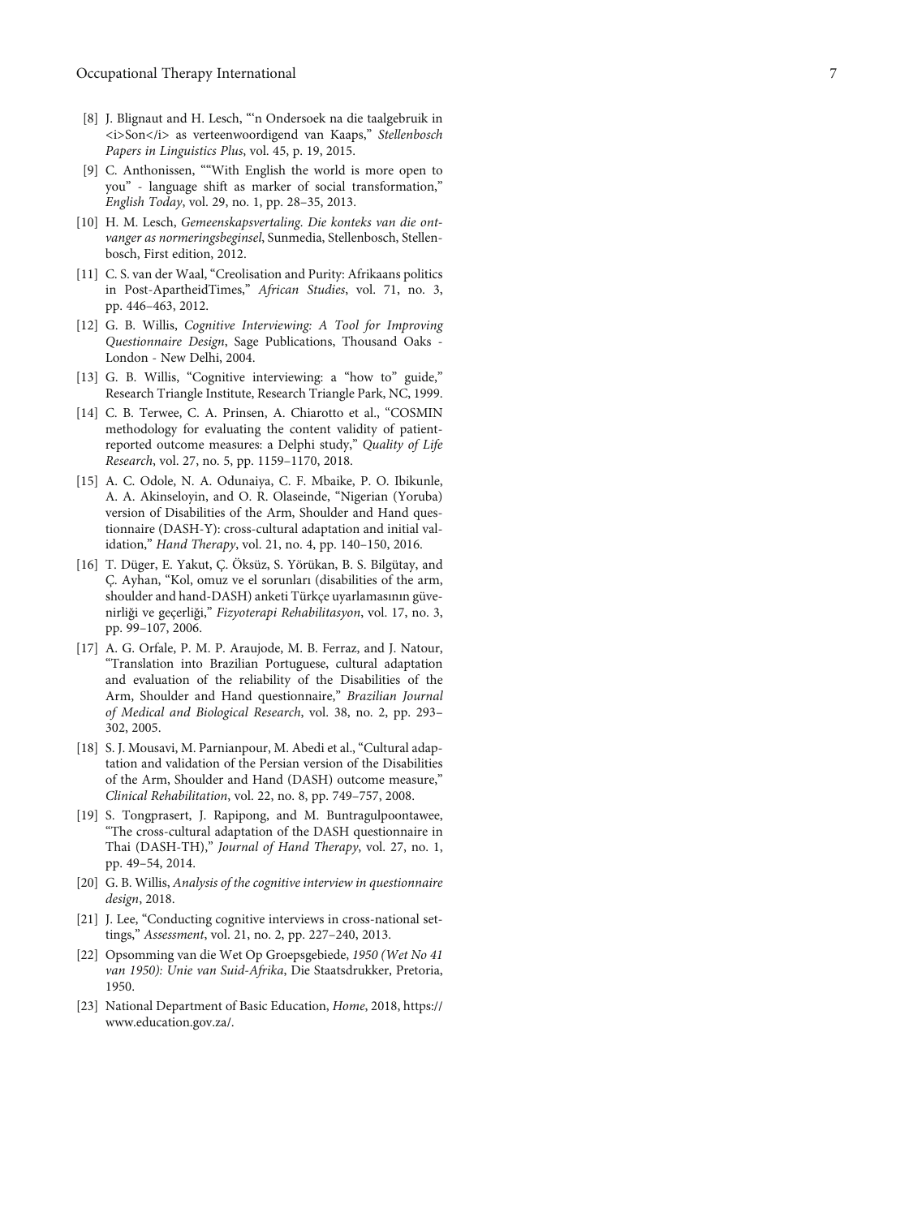[8] J. Blignaut and H. Lesch, "'n Ondersoek na die taalgebruik in <i>Son</i> as verteenwoordigend van Kaaps," *Stellenbosch Papers in Linguistics Plus*, vol. 45, p. 19, 2015.

[9] C. Anthonissen, ""With English the world is more open to you" - language shift as marker of social transformation," *English Today*, vol. 29, no. 1, pp. 28–35, 2013.

[10] H. M. Lesch, *Gemeenskapsvertaling. Die konteks van die ontvanger as normeringsbeginsel*, Sunmedia, Stellenbosch, Stellenbosch, First edition, 2012.

[11] C. S. van der Waal, "Creolisation and Purity: Afrikaans politics in Post-ApartheidTimes," *African Studies*, vol. 71, no. 3, pp. 446–463, 2012.

[12] G. B. Willis, *Cognitive Interviewing: A Tool for Improving Questionnaire Design*, Sage Publications, Thousand Oaks - London - New Delhi, 2004.

[13] G. B. Willis, "Cognitive interviewing: a "how to" guide," Research Triangle Institute, Research Triangle Park, NC, 1999.

[14] C. B. Terwee, C. A. Prinsen, A. Chiarotto et al., "COSMIN methodology for evaluating the content validity of patient-reported outcome measures: a Delphi study," *Quality of Life Research*, vol. 27, no. 5, pp. 1159–1170, 2018.

[15] A. C. Odole, N. A. Odunaiya, C. F. Mbaike, P. O. Ibikunle, A. A. Akinseloyin, and O. R. Olaseinde, "Nigerian (Yoruba) version of Disabilities of the Arm, Shoulder and Hand questionnaire (DASH-Y): cross-cultural adaptation and initial validation," *Hand Therapy*, vol. 21, no. 4, pp. 140–150, 2016.

[16] T. Düger, E. Yakut, Ç. Öksüz, S. Yörükan, B. S. Bilgütay, and Ç. Ayhan, "Kol, omuz ve el sorunları (disabilities of the arm, shoulder and hand-DASH) anketi Türkçe uyarlamasının güvenirliği ve geçerliği," *Fizyoterapi Rehabilitasyon*, vol. 17, no. 3, pp. 99–107, 2006.

[17] A. G. Orfale, P. M. P. Araujode, M. B. Ferraz, and J. Natour, "Translation into Brazilian Portuguese, cultural adaptation and evaluation of the reliability of the Disabilities of the Arm, Shoulder and Hand questionnaire," *Brazilian Journal of Medical and Biological Research*, vol. 38, no. 2, pp. 293–302, 2005.

[18] S. J. Mousavi, M. Parnianpour, M. Abedi et al., "Cultural adaptation and validation of the Persian version of the Disabilities of the Arm, Shoulder and Hand (DASH) outcome measure," *Clinical Rehabilitation*, vol. 22, no. 8, pp. 749–757, 2008.

[19] S. Tongprasert, J. Rapipong, and M. Buntragulpoontawee, "The cross-cultural adaptation of the DASH questionnaire in Thai (DASH-TH)," *Journal of Hand Therapy*, vol. 27, no. 1, pp. 49–54, 2014.

[20] G. B. Willis, *Analysis of the cognitive interview in questionnaire design*, 2018.

[21] J. Lee, "Conducting cognitive interviews in cross-national settings," *Assessment*, vol. 21, no. 2, pp. 227–240, 2013.

[22] Opsomming van die Wet Op Groepsgebiede, *1950 (Wet No 41 van 1950): Unie van Suid-Afrika*, Die Staatsdrukker, Pretoria, 1950.

[23] National Department of Basic Education, *Home*, 2018, https://www.education.gov.za/.